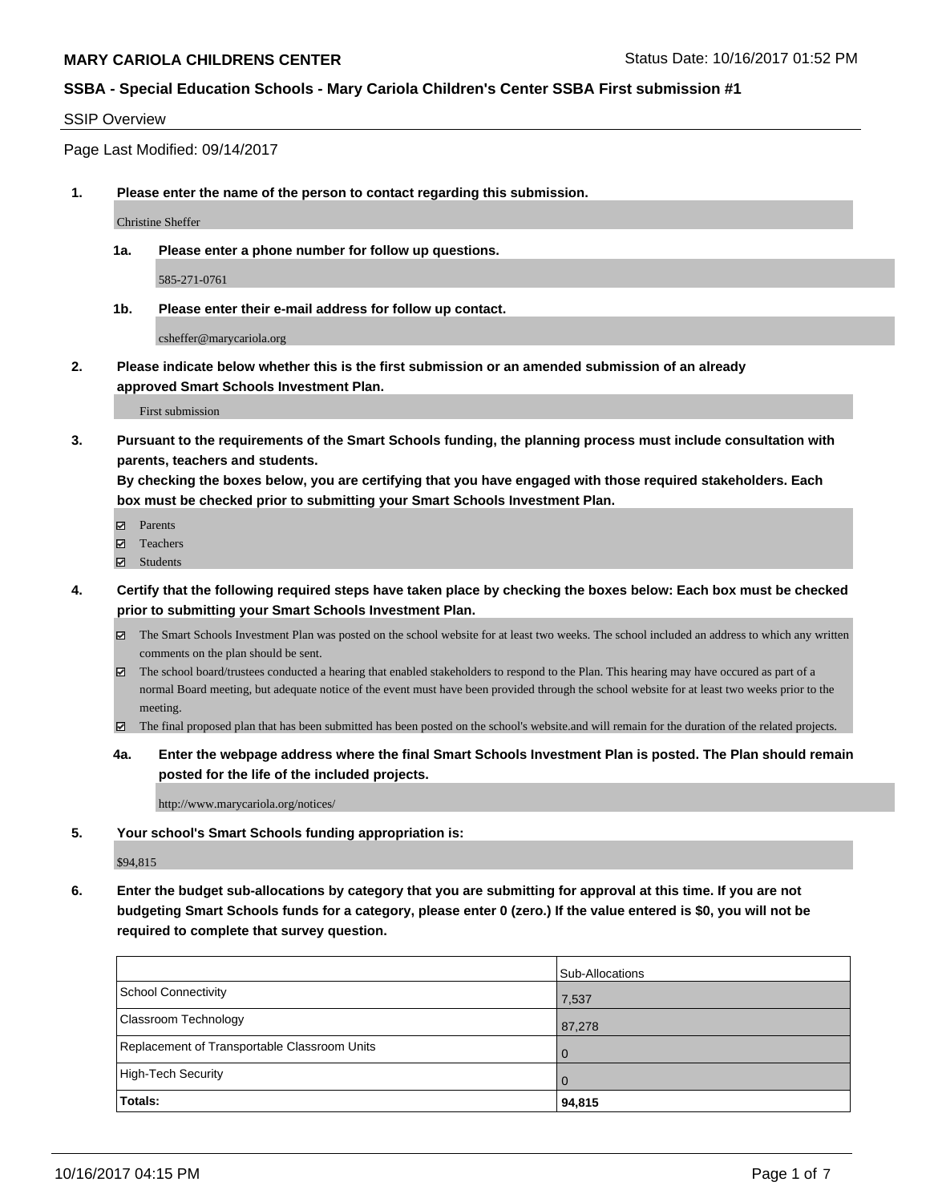**MARY CARIOLA CHILDRENS CENTER** Status Date: 10/16/2017 01:52 PM

**SSBA - Special Education Schools - Mary Cariola Children's Center SSBA First submission #1**

SSIP Overview

Page Last Modified: 09/14/2017

**1. Please enter the name of the person to contact regarding this submission.**

Christine Sheffer

**1a. Please enter a phone number for follow up questions.**

585-271-0761

**1b. Please enter their e-mail address for follow up contact.**

csheffer@marycariola.org

**2. Please indicate below whether this is the first submission or an amended submission of an already approved Smart Schools Investment Plan.**

First submission

**3. Pursuant to the requirements of the Smart Schools funding, the planning process must include consultation with parents, teachers and students.**
**By checking the boxes below, you are certifying that you have engaged with those required stakeholders. Each box must be checked prior to submitting your Smart Schools Investment Plan.**

- ☑ Parents
- ☑ Teachers
- ☑ Students

**4. Certify that the following required steps have taken place by checking the boxes below: Each box must be checked prior to submitting your Smart Schools Investment Plan.**

- ☑ The Smart Schools Investment Plan was posted on the school website for at least two weeks. The school included an address to which any written comments on the plan should be sent.
- ☑ The school board/trustees conducted a hearing that enabled stakeholders to respond to the Plan. This hearing may have occured as part of a normal Board meeting, but adequate notice of the event must have been provided through the school website for at least two weeks prior to the meeting.
- ☑ The final proposed plan that has been submitted has been posted on the school's website.and will remain for the duration of the related projects.

**4a. Enter the webpage address where the final Smart Schools Investment Plan is posted. The Plan should remain posted for the life of the included projects.**

http://www.marycariola.org/notices/

**5. Your school's Smart Schools funding appropriation is:**

$94,815

**6. Enter the budget sub-allocations by category that you are submitting for approval at this time. If you are not budgeting Smart Schools funds for a category, please enter 0 (zero.) If the value entered is $0, you will not be required to complete that survey question.**

| | Sub-Allocations |
|---|---|
| School Connectivity | 7,537 |
| Classroom Technology | 87,278 |
| Replacement of Transportable Classroom Units | 0 |
| High-Tech Security | 0 |
| **Totals:** | **94,815** |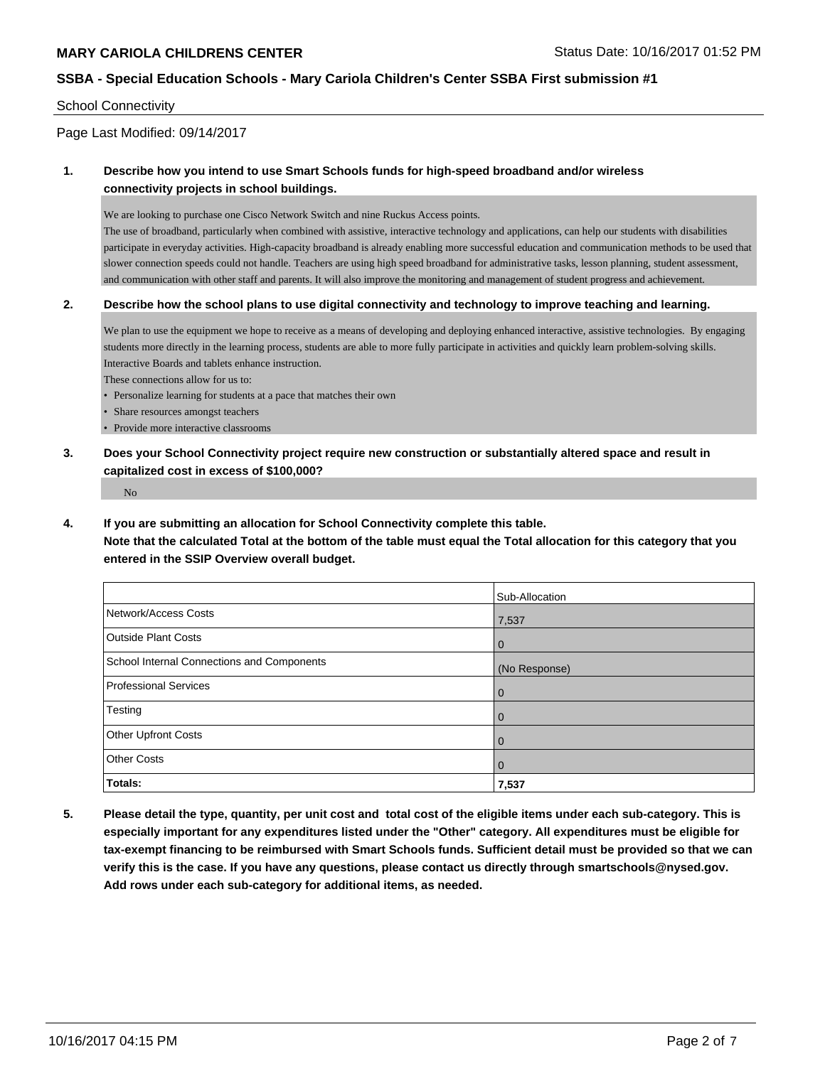## School Connectivity

Page Last Modified: 09/14/2017

**1. Describe how you intend to use Smart Schools funds for high-speed broadband and/or wireless connectivity projects in school buildings.**

We are looking to purchase one Cisco Network Switch and nine Ruckus Access points.
The use of broadband, particularly when combined with assistive, interactive technology and applications, can help our students with disabilities participate in everyday activities. High-capacity broadband is already enabling more successful education and communication methods to be used that slower connection speeds could not handle. Teachers are using high speed broadband for administrative tasks, lesson planning, student assessment, and communication with other staff and parents. It will also improve the monitoring and management of student progress and achievement.

**2. Describe how the school plans to use digital connectivity and technology to improve teaching and learning.**

We plan to use the equipment we hope to receive as a means of developing and deploying enhanced interactive, assistive technologies. By engaging students more directly in the learning process, students are able to more fully participate in activities and quickly learn problem-solving skills.
Interactive Boards and tablets enhance instruction.
These connections allow for us to:

- Personalize learning for students at a pace that matches their own
- Share resources amongst teachers
- Provide more interactive classrooms

**3. Does your School Connectivity project require new construction or substantially altered space and result in capitalized cost in excess of $100,000?**

No

**4. If you are submitting an allocation for School Connectivity complete this table.**
**Note that the calculated Total at the bottom of the table must equal the Total allocation for this category that you entered in the SSIP Overview overall budget.**

| | Sub-Allocation |
|---|---|
| Network/Access Costs | 7,537 |
| Outside Plant Costs | 0 |
| School Internal Connections and Components | (No Response) |
| Professional Services | 0 |
| Testing | 0 |
| Other Upfront Costs | 0 |
| Other Costs | 0 |
| **Totals:** | **7,537** |

**5. Please detail the type, quantity, per unit cost and total cost of the eligible items under each sub-category. This is especially important for any expenditures listed under the "Other" category. All expenditures must be eligible for tax-exempt financing to be reimbursed with Smart Schools funds. Sufficient detail must be provided so that we can verify this is the case. If you have any questions, please contact us directly through smartschools@nysed.gov. Add rows under each sub-category for additional items, as needed.**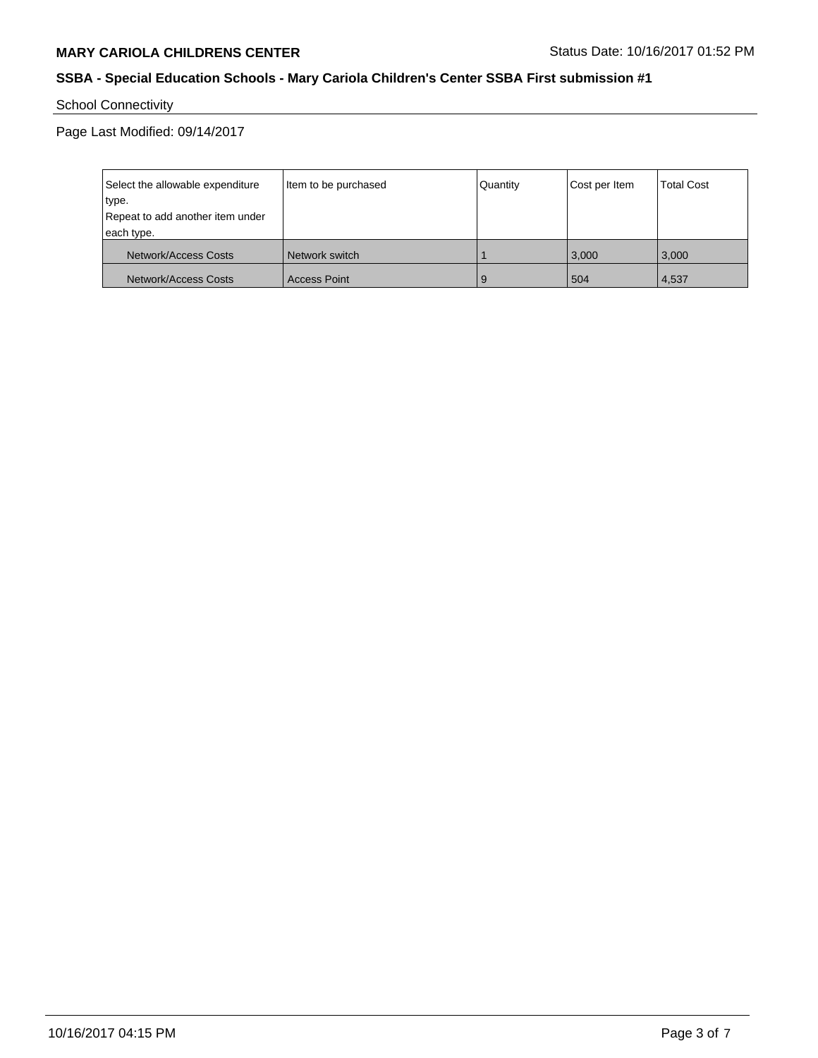School Connectivity

Page Last Modified: 09/14/2017

| Select the allowable expenditure type.<br>Repeat to add another item under each type. | Item to be purchased | Quantity | Cost per Item | Total Cost |
|---|---|---|---|---|
| Network/Access Costs | Network switch | 1 | 3,000 | 3,000 |
| Network/Access Costs | Access Point | 9 | 504 | 4,537 |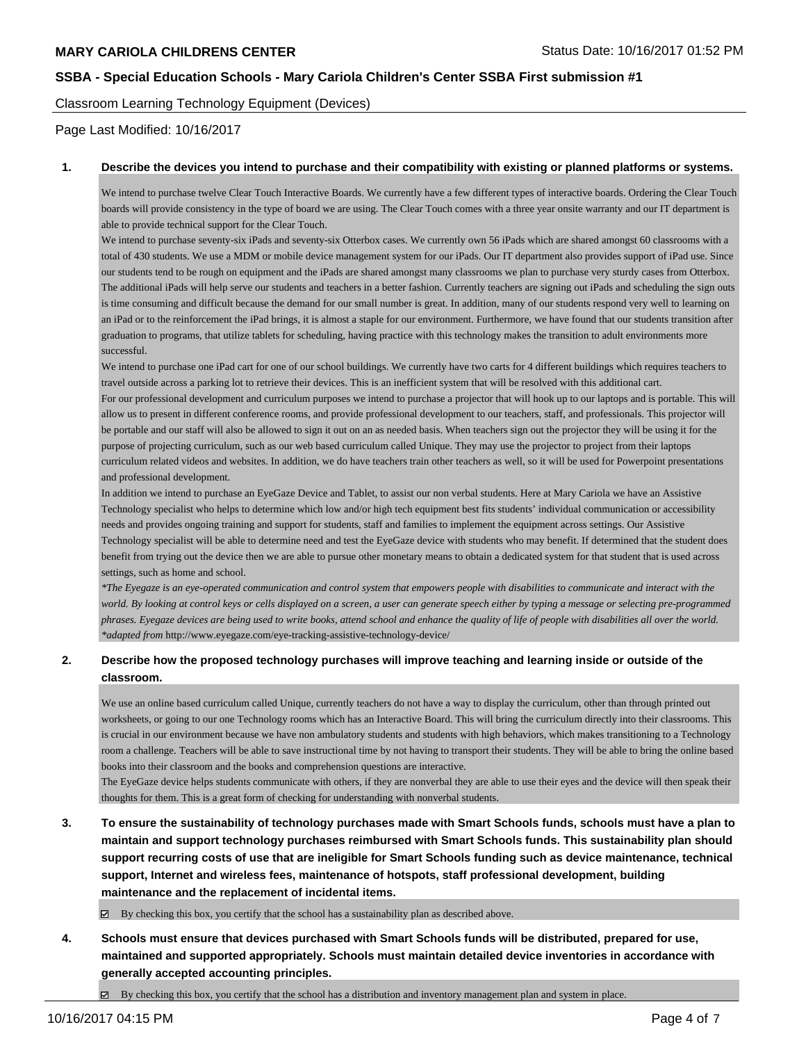## Classroom Learning Technology Equipment (Devices)

Page Last Modified: 10/16/2017

**1. Describe the devices you intend to purchase and their compatibility with existing or planned platforms or systems.**

We intend to purchase twelve Clear Touch Interactive Boards. We currently have a few different types of interactive boards. Ordering the Clear Touch boards will provide consistency in the type of board we are using. The Clear Touch comes with a three year onsite warranty and our IT department is able to provide technical support for the Clear Touch.

We intend to purchase seventy-six iPads and seventy-six Otterbox cases. We currently own 56 iPads which are shared amongst 60 classrooms with a total of 430 students. We use a MDM or mobile device management system for our iPads. Our IT department also provides support of iPad use. Since our students tend to be rough on equipment and the iPads are shared amongst many classrooms we plan to purchase very sturdy cases from Otterbox. The additional iPads will help serve our students and teachers in a better fashion. Currently teachers are signing out iPads and scheduling the sign outs is time consuming and difficult because the demand for our small number is great. In addition, many of our students respond very well to learning on an iPad or to the reinforcement the iPad brings, it is almost a staple for our environment. Furthermore, we have found that our students transition after graduation to programs, that utilize tablets for scheduling, having practice with this technology makes the transition to adult environments more successful.

We intend to purchase one iPad cart for one of our school buildings. We currently have two carts for 4 different buildings which requires teachers to travel outside across a parking lot to retrieve their devices. This is an inefficient system that will be resolved with this additional cart.

For our professional development and curriculum purposes we intend to purchase a projector that will hook up to our laptops and is portable. This will allow us to present in different conference rooms, and provide professional development to our teachers, staff, and professionals. This projector will be portable and our staff will also be allowed to sign it out on an as needed basis. When teachers sign out the projector they will be using it for the purpose of projecting curriculum, such as our web based curriculum called Unique. They may use the projector to project from their laptops curriculum related videos and websites. In addition, we do have teachers train other teachers as well, so it will be used for Powerpoint presentations and professional development.

In addition we intend to purchase an EyeGaze Device and Tablet, to assist our non verbal students. Here at Mary Cariola we have an Assistive Technology specialist who helps to determine which low and/or high tech equipment best fits students' individual communication or accessibility needs and provides ongoing training and support for students, staff and families to implement the equipment across settings. Our Assistive Technology specialist will be able to determine need and test the EyeGaze device with students who may benefit. If determined that the student does benefit from trying out the device then we are able to pursue other monetary means to obtain a dedicated system for that student that is used across settings, such as home and school.

*\*The Eyegaze is an eye-operated communication and control system that empowers people with disabilities to communicate and interact with the world. By looking at control keys or cells displayed on a screen, a user can generate speech either by typing a message or selecting pre-programmed phrases. Eyegaze devices are being used to write books, attend school and enhance the quality of life of people with disabilities all over the world. \*adapted from* http://www.eyegaze.com/eye-tracking-assistive-technology-device/

**2. Describe how the proposed technology purchases will improve teaching and learning inside or outside of the classroom.**

We use an online based curriculum called Unique, currently teachers do not have a way to display the curriculum, other than through printed out worksheets, or going to our one Technology rooms which has an Interactive Board. This will bring the curriculum directly into their classrooms. This is crucial in our environment because we have non ambulatory students and students with high behaviors, which makes transitioning to a Technology room a challenge. Teachers will be able to save instructional time by not having to transport their students. They will be able to bring the online based books into their classroom and the books and comprehension questions are interactive.

The EyeGaze device helps students communicate with others, if they are nonverbal they are able to use their eyes and the device will then speak their thoughts for them. This is a great form of checking for understanding with nonverbal students.

**3. To ensure the sustainability of technology purchases made with Smart Schools funds, schools must have a plan to maintain and support technology purchases reimbursed with Smart Schools funds. This sustainability plan should support recurring costs of use that are ineligible for Smart Schools funding such as device maintenance, technical support, Internet and wireless fees, maintenance of hotspots, staff professional development, building maintenance and the replacement of incidental items.**

☑ By checking this box, you certify that the school has a sustainability plan as described above.

**4. Schools must ensure that devices purchased with Smart Schools funds will be distributed, prepared for use, maintained and supported appropriately. Schools must maintain detailed device inventories in accordance with generally accepted accounting principles.**

☑ By checking this box, you certify that the school has a distribution and inventory management plan and system in place.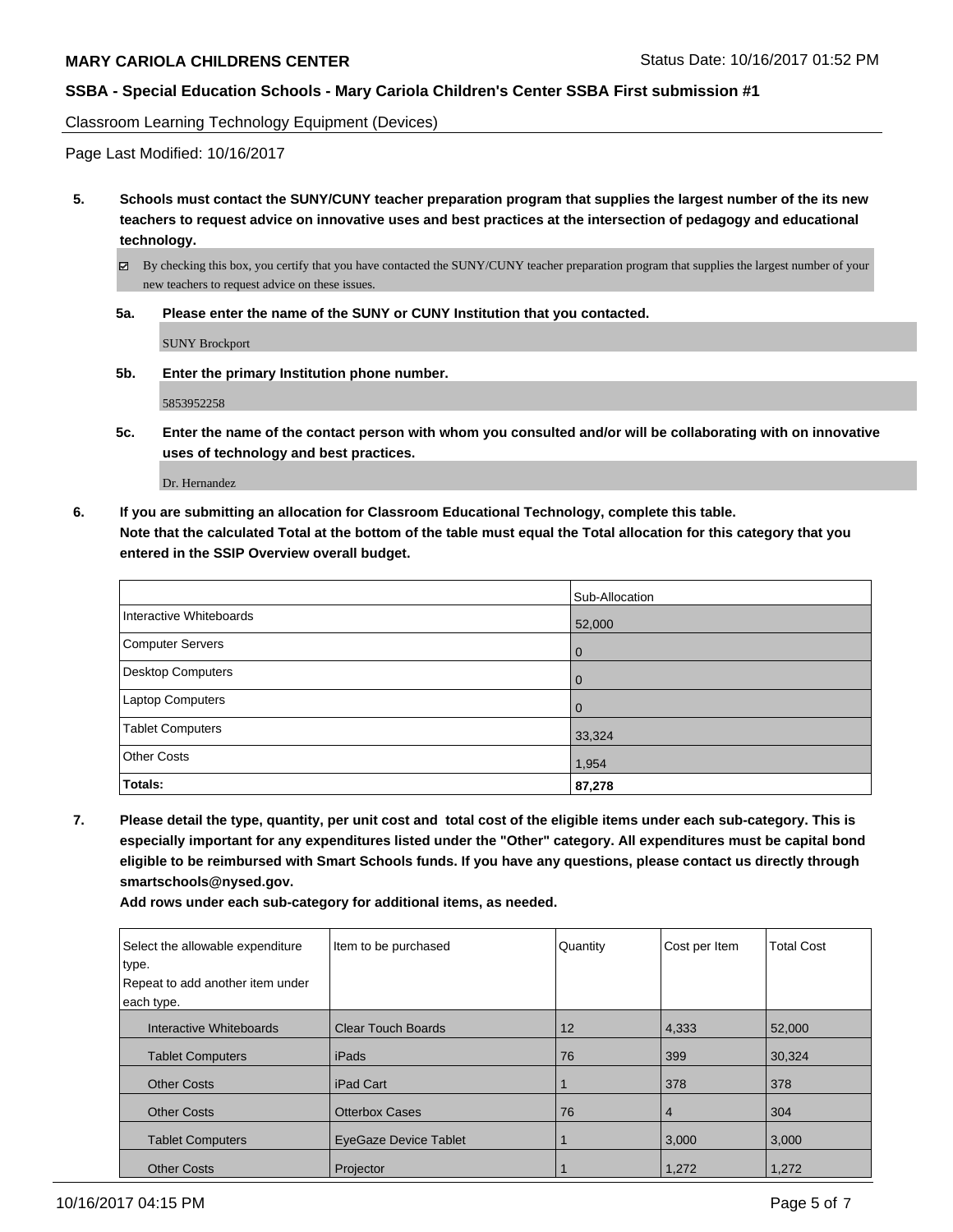Classroom Learning Technology Equipment (Devices)

Page Last Modified: 10/16/2017

**5. Schools must contact the SUNY/CUNY teacher preparation program that supplies the largest number of the its new teachers to request advice on innovative uses and best practices at the intersection of pedagogy and educational technology.**

☑ By checking this box, you certify that you have contacted the SUNY/CUNY teacher preparation program that supplies the largest number of your new teachers to request advice on these issues.

**5a. Please enter the name of the SUNY or CUNY Institution that you contacted.**

SUNY Brockport

**5b. Enter the primary Institution phone number.**

5853952258

**5c. Enter the name of the contact person with whom you consulted and/or will be collaborating with on innovative uses of technology and best practices.**

Dr. Hernandez

**6. If you are submitting an allocation for Classroom Educational Technology, complete this table.**
**Note that the calculated Total at the bottom of the table must equal the Total allocation for this category that you entered in the SSIP Overview overall budget.**

| | Sub-Allocation |
|---|---|
| Interactive Whiteboards | 52,000 |
| Computer Servers | 0 |
| Desktop Computers | 0 |
| Laptop Computers | 0 |
| Tablet Computers | 33,324 |
| Other Costs | 1,954 |
| **Totals:** | **87,278** |

**7. Please detail the type, quantity, per unit cost and total cost of the eligible items under each sub-category. This is especially important for any expenditures listed under the "Other" category. All expenditures must be capital bond eligible to be reimbursed with Smart Schools funds. If you have any questions, please contact us directly through smartschools@nysed.gov.**
**Add rows under each sub-category for additional items, as needed.**

| Select the allowable expenditure type. Repeat to add another item under each type. | Item to be purchased | Quantity | Cost per Item | Total Cost |
|---|---|---|---|---|
| Interactive Whiteboards | Clear Touch Boards | 12 | 4,333 | 52,000 |
| Tablet Computers | iPads | 76 | 399 | 30,324 |
| Other Costs | iPad Cart | 1 | 378 | 378 |
| Other Costs | Otterbox Cases | 76 | 4 | 304 |
| Tablet Computers | EyeGaze Device Tablet | 1 | 3,000 | 3,000 |
| Other Costs | Projector | 1 | 1,272 | 1,272 |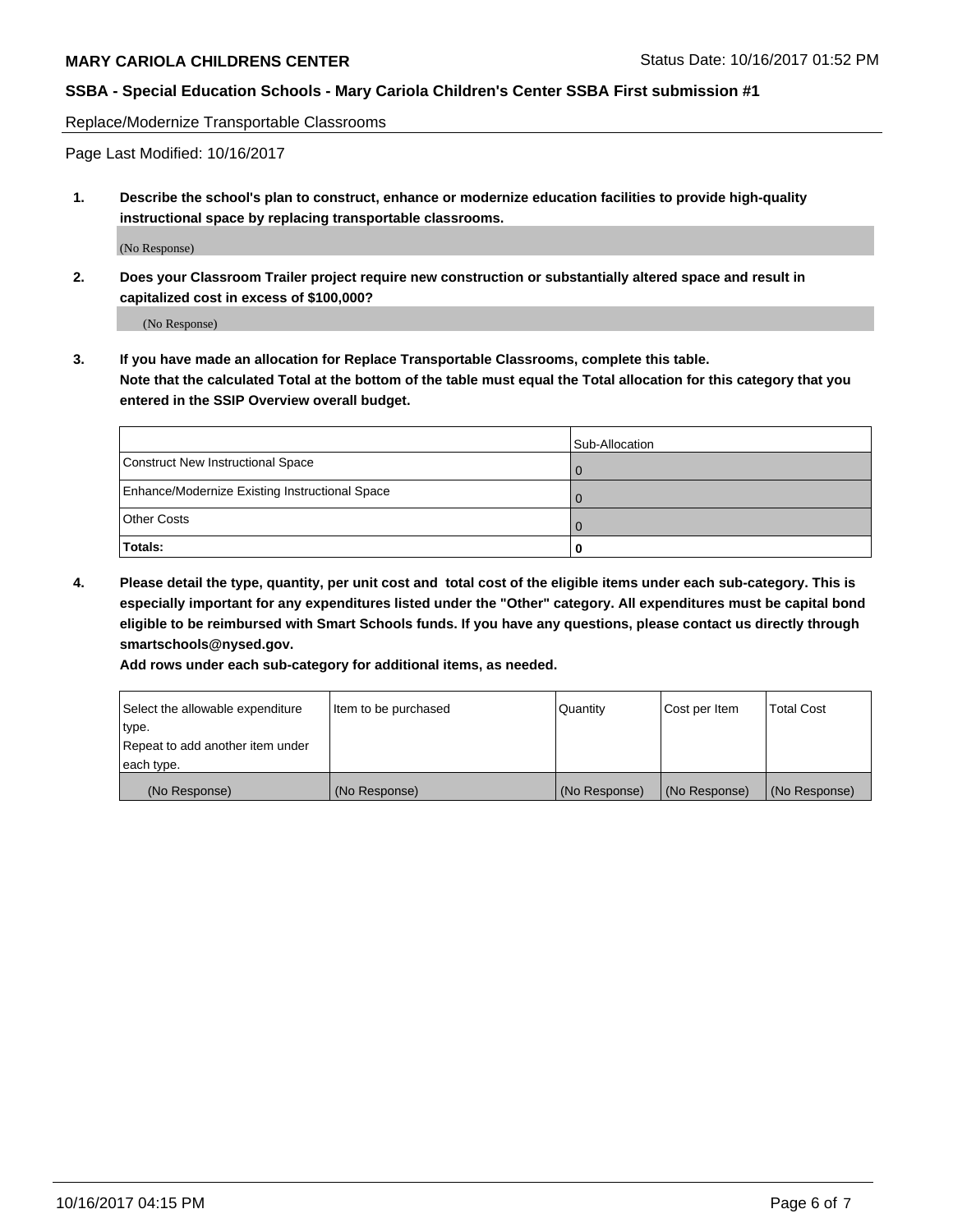Replace/Modernize Transportable Classrooms

Page Last Modified: 10/16/2017

1. **Describe the school's plan to construct, enhance or modernize education facilities to provide high-quality instructional space by replacing transportable classrooms.**

   (No Response)

2. **Does your Classroom Trailer project require new construction or substantially altered space and result in capitalized cost in excess of $100,000?**

   (No Response)

3. **If you have made an allocation for Replace Transportable Classrooms, complete this table. Note that the calculated Total at the bottom of the table must equal the Total allocation for this category that you entered in the SSIP Overview overall budget.**

| | Sub-Allocation |
|---|---|
| Construct New Instructional Space | 0 |
| Enhance/Modernize Existing Instructional Space | 0 |
| Other Costs | 0 |
| **Totals:** | **0** |

4. **Please detail the type, quantity, per unit cost and total cost of the eligible items under each sub-category. This is especially important for any expenditures listed under the "Other" category. All expenditures must be capital bond eligible to be reimbursed with Smart Schools funds. If you have any questions, please contact us directly through smartschools@nysed.gov.**

   **Add rows under each sub-category for additional items, as needed.**

| Select the allowable expenditure type. Repeat to add another item under each type. | Item to be purchased | Quantity | Cost per Item | Total Cost |
|---|---|---|---|---|
| (No Response) | (No Response) | (No Response) | (No Response) | (No Response) |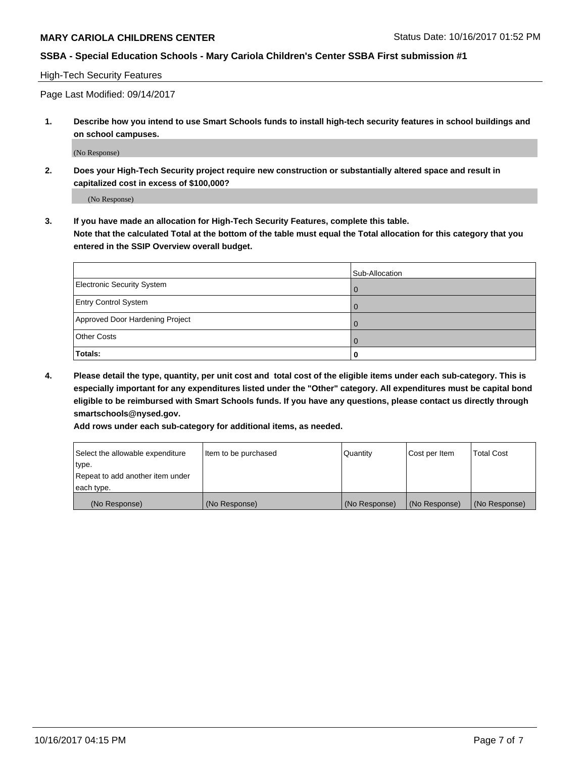**MARY CARIOLA CHILDRENS CENTER** Status Date: 10/16/2017 01:52 PM

**SSBA - Special Education Schools - Mary Cariola Children's Center SSBA First submission #1**

High-Tech Security Features

Page Last Modified: 09/14/2017

**1. Describe how you intend to use Smart Schools funds to install high-tech security features in school buildings and on school campuses.**

(No Response)

**2. Does your High-Tech Security project require new construction or substantially altered space and result in capitalized cost in excess of $100,000?**

(No Response)

**3. If you have made an allocation for High-Tech Security Features, complete this table.**
**Note that the calculated Total at the bottom of the table must equal the Total allocation for this category that you entered in the SSIP Overview overall budget.**

| | Sub-Allocation |
|---|---|
| Electronic Security System | 0 |
| Entry Control System | 0 |
| Approved Door Hardening Project | 0 |
| Other Costs | 0 |
| **Totals:** | **0** |

**4. Please detail the type, quantity, per unit cost and total cost of the eligible items under each sub-category. This is especially important for any expenditures listed under the "Other" category. All expenditures must be capital bond eligible to be reimbursed with Smart Schools funds. If you have any questions, please contact us directly through smartschools@nysed.gov.**
**Add rows under each sub-category for additional items, as needed.**

| Select the allowable expenditure type. Repeat to add another item under each type. | Item to be purchased | Quantity | Cost per Item | Total Cost |
|---|---|---|---|---|
| (No Response) | (No Response) | (No Response) | (No Response) | (No Response) |